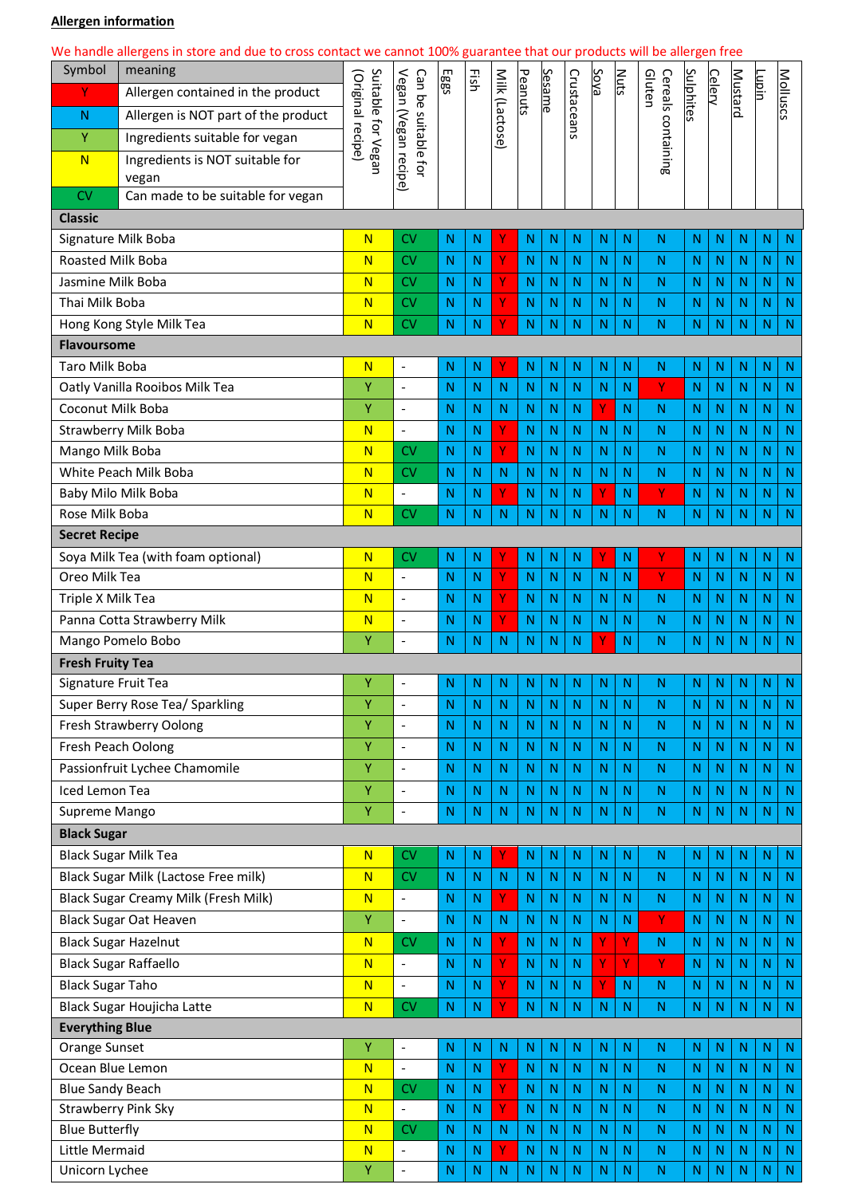**Allergen information**

We handle allergens in store and due to cross contact we cannot 100% guarantee that our products will be allergen free

| Symbol | meaning |
|---|---|
| Y | Allergen contained in the product |
| N | Allergen is NOT part of the product |
| Y | Ingredients suitable for vegan |
| N | Ingredients is NOT suitable for vegan |
| CV | Can made to be suitable for vegan |

| | Suitable for Vegan (Original recipe) | Can be suitable for Vegan (Vegan recipe) | Eggs | Fish | Milk (Lactose) | Peanuts | Sesame | Crustaceans | Soya | Nuts | Cereals containing Gluten | Sulphites | Celery | Mustard | Lupin | Molluscs |
|---|---|---|---|---|---|---|---|---|---|---|---|---|---|---|---|---|
| **Classic** | | | | | | | | | | | | | | | | |
| Signature Milk Boba | N | CV | N | N | Y | N | N | N | N | N | N | N | N | N | N | N |
| Roasted Milk Boba | N | CV | N | N | Y | N | N | N | N | N | N | N | N | N | N | N |
| Jasmine Milk Boba | N | CV | N | N | Y | N | N | N | N | N | N | N | N | N | N | N |
| Thai Milk Boba | N | CV | N | N | Y | N | N | N | N | N | N | N | N | N | N | N |
| Hong Kong Style Milk Tea | N | CV | N | N | Y | N | N | N | N | N | N | N | N | N | N | N |
| **Flavoursome** | | | | | | | | | | | | | | | | |
| Taro Milk Boba | N | - | N | N | Y | N | N | N | N | N | N | N | N | N | N | N |
| Oatly Vanilla Rooibos Milk Tea | Y | - | N | N | N | N | N | N | N | N | Y | N | N | N | N | N |
| Coconut Milk Boba | Y | - | N | N | N | N | N | N | Y | N | N | N | N | N | N | N |
| Strawberry Milk Boba | N | - | N | N | Y | N | N | N | N | N | N | N | N | N | N | N |
| Mango Milk Boba | N | CV | N | N | Y | N | N | N | N | N | N | N | N | N | N | N |
| White Peach Milk Boba | N | CV | N | N | N | N | N | N | N | N | N | N | N | N | N | N |
| Baby Milo Milk Boba | N | - | N | N | Y | N | N | N | Y | N | Y | N | N | N | N | N |
| Rose Milk Boba | N | CV | N | N | N | N | N | N | N | N | N | N | N | N | N | N |
| **Secret Recipe** | | | | | | | | | | | | | | | | |
| Soya Milk Tea (with foam optional) | N | CV | N | N | Y | N | N | N | Y | N | Y | N | N | N | N | N |
| Oreo Milk Tea | N | - | N | N | Y | N | N | N | N | N | Y | N | N | N | N | N |
| Triple X Milk Tea | N | - | N | N | Y | N | N | N | N | N | N | N | N | N | N | N |
| Panna Cotta Strawberry Milk | N | - | N | N | Y | N | N | N | N | N | N | N | N | N | N | N |
| Mango Pomelo Bobo | Y | - | N | N | N | N | N | N | Y | N | N | N | N | N | N | N |
| **Fresh Fruity Tea** | | | | | | | | | | | | | | | | |
| Signature Fruit Tea | Y | - | N | N | N | N | N | N | N | N | N | N | N | N | N | N |
| Super Berry Rose Tea/ Sparkling | Y | - | N | N | N | N | N | N | N | N | N | N | N | N | N | N |
| Fresh Strawberry Oolong | Y | - | N | N | N | N | N | N | N | N | N | N | N | N | N | N |
| Fresh Peach Oolong | Y | - | N | N | N | N | N | N | N | N | N | N | N | N | N | N |
| Passionfruit Lychee Chamomile | Y | - | N | N | N | N | N | N | N | N | N | N | N | N | N | N |
| Iced Lemon Tea | Y | - | N | N | N | N | N | N | N | N | N | N | N | N | N | N |
| Supreme Mango | Y | - | N | N | N | N | N | N | N | N | N | N | N | N | N | N |
| **Black Sugar** | | | | | | | | | | | | | | | | |
| Black Sugar Milk Tea | N | CV | N | N | Y | N | N | N | N | N | N | N | N | N | N | N |
| Black Sugar Milk (Lactose Free milk) | N | CV | N | N | N | N | N | N | N | N | N | N | N | N | N | N |
| Black Sugar Creamy Milk (Fresh Milk) | N | - | N | N | Y | N | N | N | N | N | N | N | N | N | N | N |
| Black Sugar Oat Heaven | Y | - | N | N | N | N | N | N | N | N | Y | N | N | N | N | N |
| Black Sugar Hazelnut | N | CV | N | N | Y | N | N | N | Y | Y | N | N | N | N | N | N |
| Black Sugar Raffaello | N | - | N | N | Y | N | N | N | Y | Y | Y | N | N | N | N | N |
| Black Sugar Taho | N | - | N | N | Y | N | N | N | Y | N | N | N | N | N | N | N |
| Black Sugar Houjicha Latte | N | CV | N | N | Y | N | N | N | N | N | N | N | N | N | N | N |
| **Everything Blue** | | | | | | | | | | | | | | | | |
| Orange Sunset | Y | - | N | N | N | N | N | N | N | N | N | N | N | N | N | N |
| Ocean Blue Lemon | N | - | N | N | Y | N | N | N | N | N | N | N | N | N | N | N |
| Blue Sandy Beach | N | CV | N | N | Y | N | N | N | N | N | N | N | N | N | N | N |
| Strawberry Pink Sky | N | - | N | N | Y | N | N | N | N | N | N | N | N | N | N | N |
| Blue Butterfly | N | CV | N | N | N | N | N | N | N | N | N | N | N | N | N | N |
| Little Mermaid | N | - | N | N | Y | N | N | N | N | N | N | N | N | N | N | N |
| Unicorn Lychee | Y | - | N | N | N | N | N | N | N | N | N | N | N | N | N | N |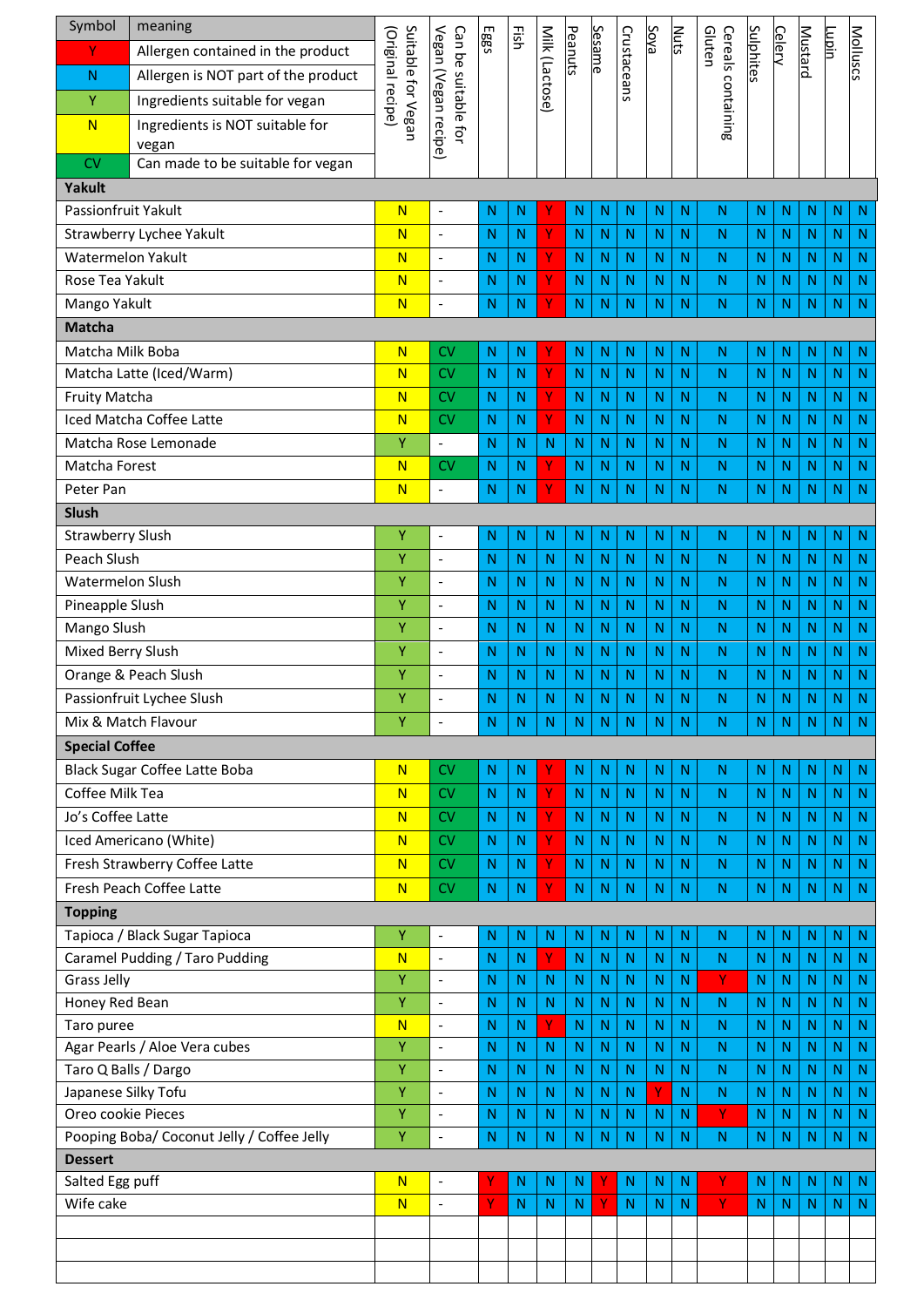| Symbol | meaning | Suitable for Vegan (Original recipe) | Can be suitable for Vegan (Vegan recipe) | Eggs | Fish | Milk (Lactose) | Peanuts | Sesame | Crustaceans | Soya | Nuts | Cereals containing Gluten | Sulphites | Celery | Mustard | Lupin | Molluscs |
|---|---|---|---|---|---|---|---|---|---|---|---|---|---|---|---|---|---|
| Y | Allergen contained in the product | | | | | | | | | | | | | | | | |
| N | Allergen is NOT part of the product | | | | | | | | | | | | | | | | |
| Y | Ingredients suitable for vegan | | | | | | | | | | | | | | | | |
| N | Ingredients is NOT suitable for vegan | | | | | | | | | | | | | | | | |
| CV | Can made to be suitable for vegan | | | | | | | | | | | | | | | | |
| **Yakult** | | | | | | | | | | | | | | | | | |
| Passionfruit Yakult | | N | - | N | N | Y | N | N | N | N | N | N | N | N | N | N | N |
| Strawberry Lychee Yakult | | N | - | N | N | Y | N | N | N | N | N | N | N | N | N | N | N |
| Watermelon Yakult | | N | - | N | N | Y | N | N | N | N | N | N | N | N | N | N | N |
| Rose Tea Yakult | | N | - | N | N | Y | N | N | N | N | N | N | N | N | N | N | N |
| Mango Yakult | | N | - | N | N | Y | N | N | N | N | N | N | N | N | N | N | N |
| **Matcha** | | | | | | | | | | | | | | | | | |
| Matcha Milk Boba | | N | CV | N | N | Y | N | N | N | N | N | N | N | N | N | N | N |
| Matcha Latte (Iced/Warm) | | N | CV | N | N | Y | N | N | N | N | N | N | N | N | N | N | N |
| Fruity Matcha | | N | CV | N | N | Y | N | N | N | N | N | N | N | N | N | N | N |
| Iced Matcha Coffee Latte | | N | CV | N | N | Y | N | N | N | N | N | N | N | N | N | N | N |
| Matcha Rose Lemonade | | Y | - | N | N | N | N | N | N | N | N | N | N | N | N | N | N |
| Matcha Forest | | N | CV | N | N | Y | N | N | N | N | N | N | N | N | N | N | N |
| Peter Pan | | N | - | N | N | Y | N | N | N | N | N | N | N | N | N | N | N |
| **Slush** | | | | | | | | | | | | | | | | | |
| Strawberry Slush | | Y | - | N | N | N | N | N | N | N | N | N | N | N | N | N | N |
| Peach Slush | | Y | - | N | N | N | N | N | N | N | N | N | N | N | N | N | N |
| Watermelon Slush | | Y | - | N | N | N | N | N | N | N | N | N | N | N | N | N | N |
| Pineapple Slush | | Y | - | N | N | N | N | N | N | N | N | N | N | N | N | N | N |
| Mango Slush | | Y | - | N | N | N | N | N | N | N | N | N | N | N | N | N | N |
| Mixed Berry Slush | | Y | - | N | N | N | N | N | N | N | N | N | N | N | N | N | N |
| Orange & Peach Slush | | Y | - | N | N | N | N | N | N | N | N | N | N | N | N | N | N |
| Passionfruit Lychee Slush | | Y | - | N | N | N | N | N | N | N | N | N | N | N | N | N | N |
| Mix & Match Flavour | | Y | - | N | N | N | N | N | N | N | N | N | N | N | N | N | N |
| **Special Coffee** | | | | | | | | | | | | | | | | | |
| Black Sugar Coffee Latte Boba | | N | CV | N | N | Y | N | N | N | N | N | N | N | N | N | N | N |
| Coffee Milk Tea | | N | CV | N | N | Y | N | N | N | N | N | N | N | N | N | N | N |
| Jo's Coffee Latte | | N | CV | N | N | Y | N | N | N | N | N | N | N | N | N | N | N |
| Iced Americano (White) | | N | CV | N | N | Y | N | N | N | N | N | N | N | N | N | N | N |
| Fresh Strawberry Coffee Latte | | N | CV | N | N | Y | N | N | N | N | N | N | N | N | N | N | N |
| Fresh Peach Coffee Latte | | N | CV | N | N | Y | N | N | N | N | N | N | N | N | N | N | N |
| **Topping** | | | | | | | | | | | | | | | | | |
| Tapioca / Black Sugar Tapioca | | Y | - | N | N | N | N | N | N | N | N | N | N | N | N | N | N |
| Caramel Pudding / Taro Pudding | | N | - | N | N | Y | N | N | N | N | N | N | N | N | N | N | N |
| Grass Jelly | | Y | - | N | N | N | N | N | N | N | N | Y | N | N | N | N | N |
| Honey Red Bean | | Y | - | N | N | N | N | N | N | N | N | N | N | N | N | N | N |
| Taro puree | | N | - | N | N | Y | N | N | N | N | N | N | N | N | N | N | N |
| Agar Pearls / Aloe Vera cubes | | Y | - | N | N | N | N | N | N | N | N | N | N | N | N | N | N |
| Taro Q Balls / Dargo | | Y | - | N | N | N | N | N | N | N | N | N | N | N | N | N | N |
| Japanese Silky Tofu | | Y | - | N | N | N | N | N | N | Y | N | N | N | N | N | N | N |
| Oreo cookie Pieces | | Y | - | N | N | N | N | N | N | N | N | Y | N | N | N | N | N |
| Pooping Boba/ Coconut Jelly / Coffee Jelly | | Y | - | N | N | N | N | N | N | N | N | N | N | N | N | N | N |
| **Dessert** | | | | | | | | | | | | | | | | | |
| Salted Egg puff | | N | - | Y | N | N | N | Y | N | N | N | Y | N | N | N | N | N |
| Wife cake | | N | - | Y | N | N | N | Y | N | N | N | Y | N | N | N | N | N |